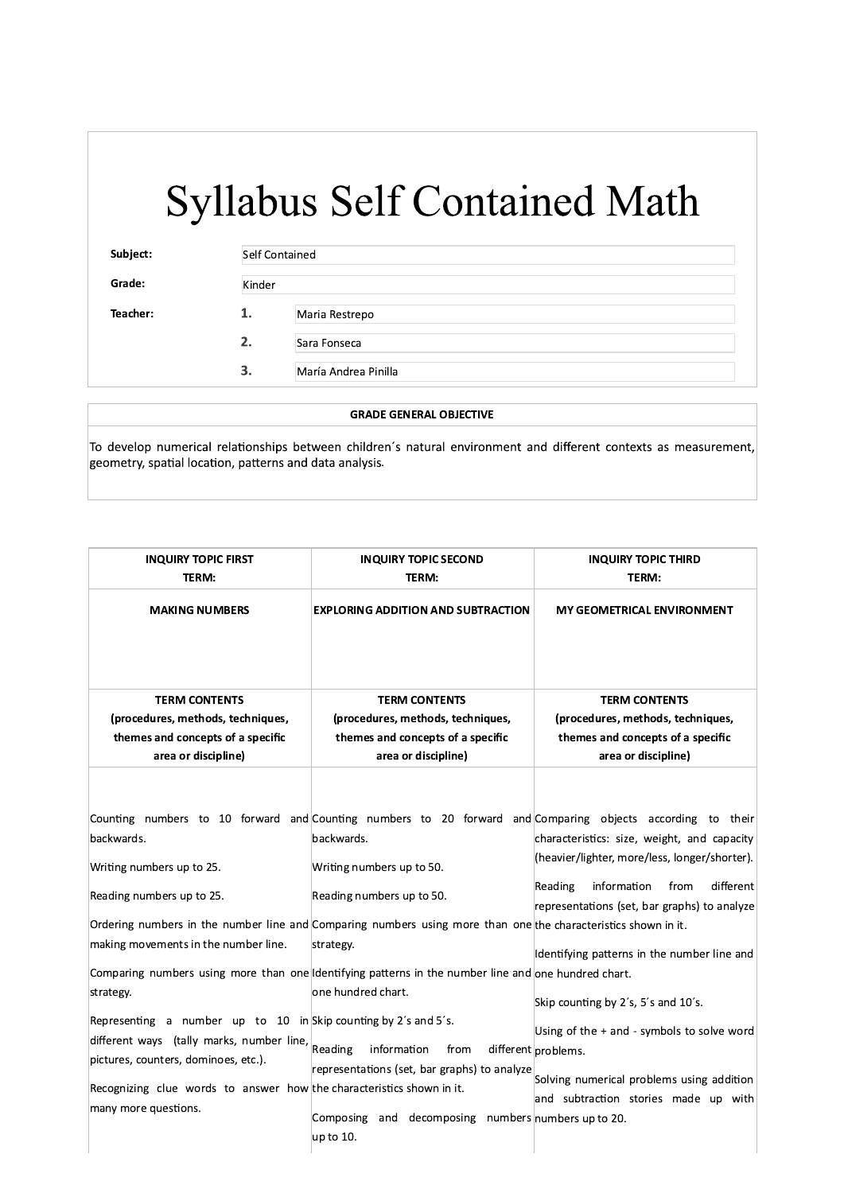# Syllabus Self Contained Math

| | | |
|---|---|---|
| **Subject:** | Self Contained | |
| **Grade:** | Kinder | |
| **Teacher:** | **1.** | Maria Restrepo |
| | **2.** | Sara Fonseca |
| | **3.** | María Andrea Pinilla |

| **GRADE GENERAL OBJECTIVE** |
|---|
| To develop numerical relationships between children´s natural environment and different contexts as measurement, geometry, spatial location, patterns and data analysis. |

| **INQUIRY TOPIC FIRST TERM:** | **INQUIRY TOPIC SECOND TERM:** | **INQUIRY TOPIC THIRD TERM:** |
|---|---|---|
| **MAKING NUMBERS** | **EXPLORING ADDITION AND SUBTRACTION** | **MY GEOMETRICAL ENVIRONMENT** |
| **TERM CONTENTS (procedures, methods, techniques, themes and concepts of a specific area or discipline)** | **TERM CONTENTS (procedures, methods, techniques, themes and concepts of a specific area or discipline)** | **TERM CONTENTS (procedures, methods, techniques, themes and concepts of a specific area or discipline)** |
| Counting numbers to 10 forward and backwards.<br><br>Writing numbers up to 25.<br><br>Reading numbers up to 25.<br><br>Ordering numbers in the number line and making movements in the number line.<br><br>Comparing numbers using more than one strategy.<br><br>Representing a number up to 10 in different ways (tally marks, number line, pictures, counters, dominoes, etc.).<br><br>Recognizing clue words to answer how many more questions. | Counting numbers to 20 forward and backwards.<br><br>Writing numbers up to 50.<br><br>Reading numbers up to 50.<br><br>Comparing numbers using more than one strategy.<br><br>Identifying patterns in the number line and one hundred chart.<br><br>Skip counting by 2´s and 5´s.<br><br>Reading information from different representations (set, bar graphs) to analyze the characteristics shown in it.<br><br>Composing and decomposing numbers up to 10. | Comparing objects according to their characteristics: size, weight, and capacity (heavier/lighter, more/less, longer/shorter).<br><br>Reading information from different representations (set, bar graphs) to analyze the characteristics shown in it.<br><br>Identifying patterns in the number line and one hundred chart.<br><br>Skip counting by 2´s, 5´s and 10´s.<br><br>Using of the + and - symbols to solve word problems.<br><br>Solving numerical problems using addition and subtraction stories made up with numbers up to 20. |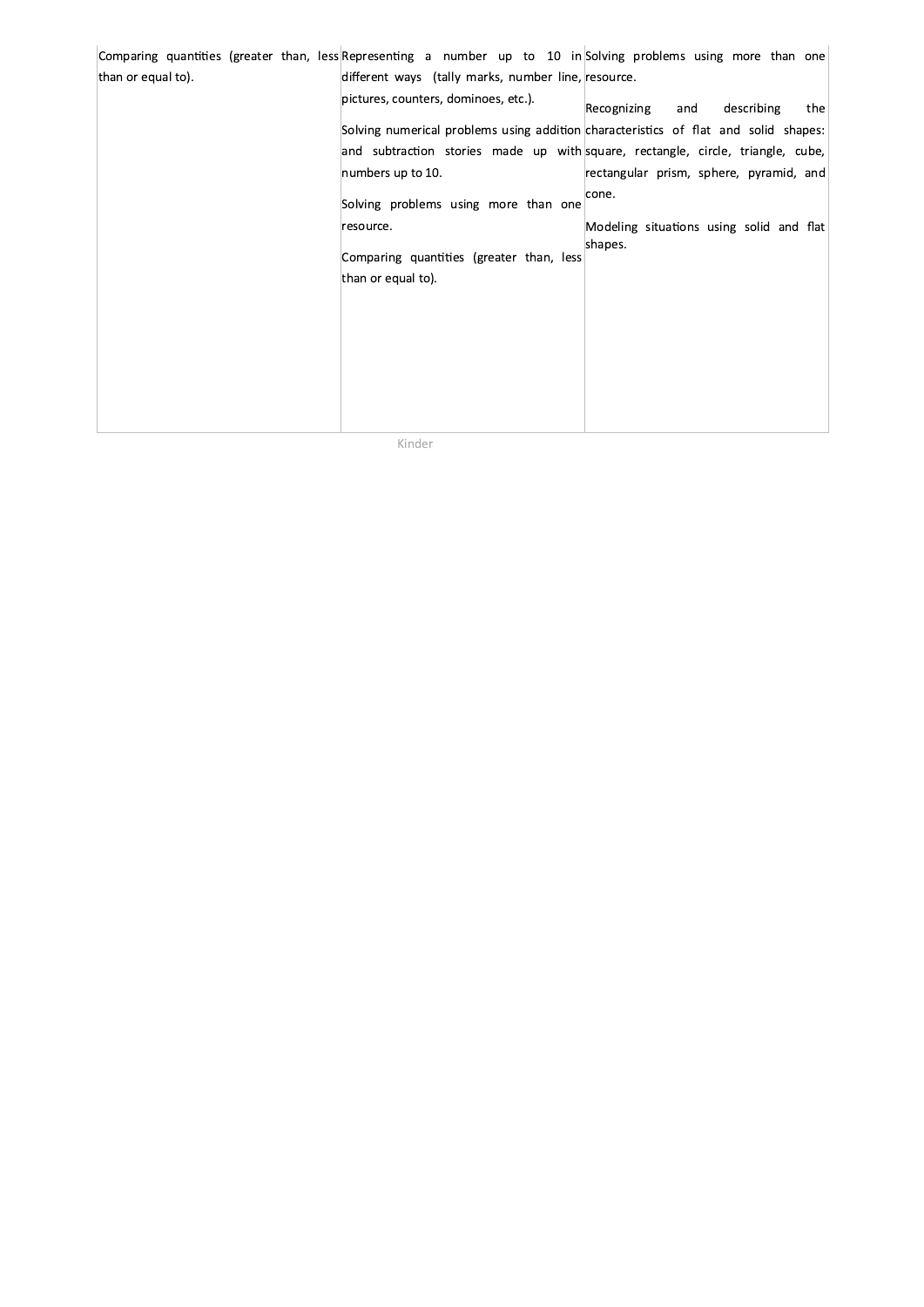| | | |
|---|---|---|
| Comparing quantities (greater than, less than or equal to). | Representing a number up to 10 in different ways (tally marks, number line, pictures, counters, dominoes, etc.).<br><br>Solving numerical problems using addition and subtraction stories made up with numbers up to 10.<br><br>Solving problems using more than one resource.<br><br>Comparing quantities (greater than, less than or equal to). | Solving problems using more than one resource.<br><br>Recognizing and describing the characteristics of flat and solid shapes: square, rectangle, circle, triangle, cube, rectangular prism, sphere, pyramid, and cone.<br><br>Modeling situations using solid and flat shapes. |

Kinder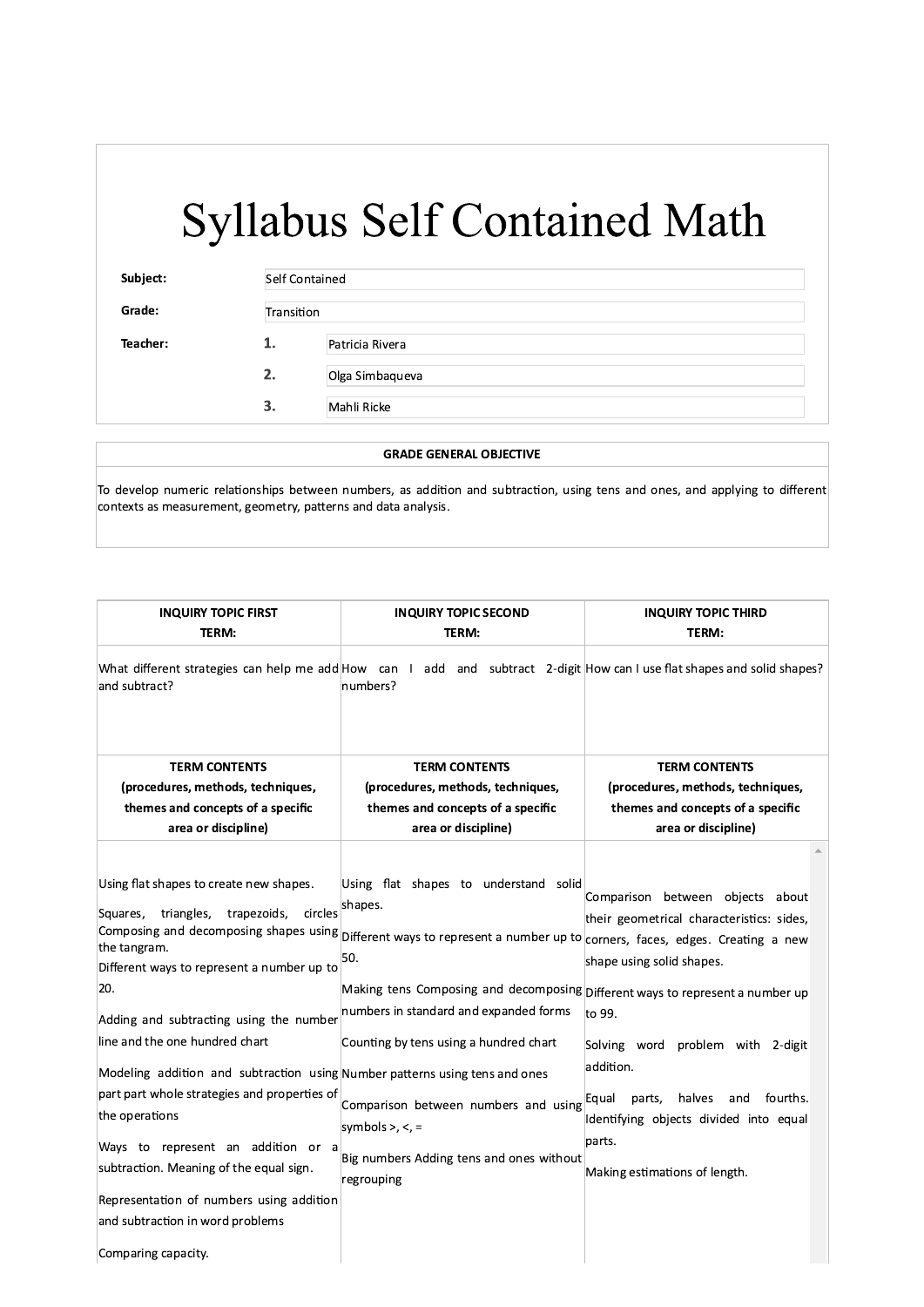# Syllabus Self Contained Math

| | | |
|---|---|---|
| **Subject:** | Self Contained | |
| **Grade:** | Transition | |
| **Teacher:** | **1.** | Patricia Rivera |
| | **2.** | Olga Simbaqueva |
| | **3.** | Mahli Ricke |

| GRADE GENERAL OBJECTIVE |
|---|
| To develop numeric relationships between numbers, as addition and subtraction, using tens and ones, and applying to different contexts as measurement, geometry, patterns and data analysis. |

| INQUIRY TOPIC FIRST TERM: | INQUIRY TOPIC SECOND TERM: | INQUIRY TOPIC THIRD TERM: |
|---|---|---|
| What different strategies can help me add and subtract? | How can I add and subtract 2-digit numbers? | How can I use flat shapes and solid shapes? |
| **TERM CONTENTS (procedures, methods, techniques, themes and concepts of a specific area or discipline)** | **TERM CONTENTS (procedures, methods, techniques, themes and concepts of a specific area or discipline)** | **TERM CONTENTS (procedures, methods, techniques, themes and concepts of a specific area or discipline)** |
| Using flat shapes to create new shapes.<br><br>Squares, triangles, trapezoids, circles Composing and decomposing shapes using the tangram.<br>Different ways to represent a number up to 20.<br><br>Adding and subtracting using the number line and the one hundred chart<br><br>Modeling addition and subtraction using part part whole strategies and properties of the operations<br><br>Ways to represent an addition or a subtraction. Meaning of the equal sign.<br><br>Representation of numbers using addition and subtraction in word problems<br><br>Comparing capacity. | Using flat shapes to understand solid shapes.<br><br>Different ways to represent a number up to 50.<br><br>Making tens Composing and decomposing numbers in standard and expanded forms<br><br>Counting by tens using a hundred chart<br><br>Number patterns using tens and ones<br><br>Comparison between numbers and using symbols >, <, =<br><br>Big numbers Adding tens and ones without regrouping | Comparison between objects about their geometrical characteristics: sides, corners, faces, edges. Creating a new shape using solid shapes.<br><br>Different ways to represent a number up to 99.<br><br>Solving word problem with 2-digit addition.<br><br>Equal parts, halves and fourths. Identifying objects divided into equal parts.<br><br>Making estimations of length. |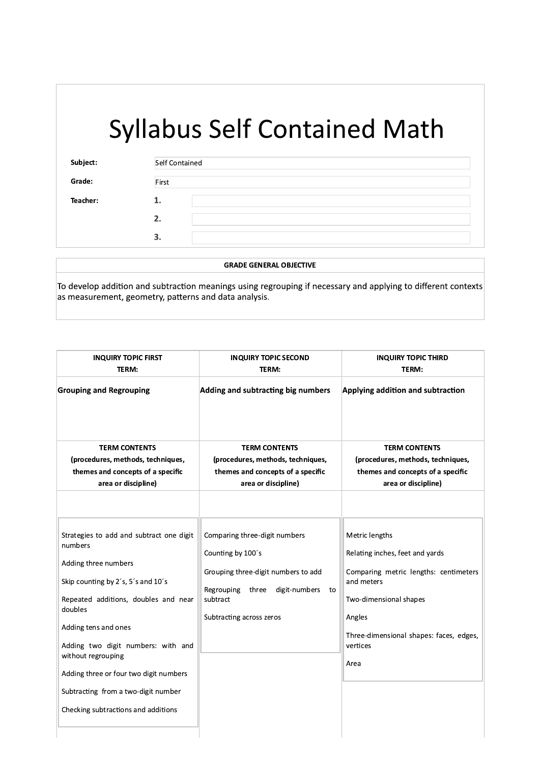# Syllabus Self Contained Math

| | | |
|---|---|---|
| **Subject:** | Self Contained | |
| **Grade:** | First | |
| **Teacher:** | **1.** | |
| | **2.** | |
| | **3.** | |

| **GRADE GENERAL OBJECTIVE** |
|---|
| To develop addition and subtraction meanings using regrouping if necessary and applying to different contexts as measurement, geometry, patterns and data analysis. |

| **INQUIRY TOPIC FIRST TERM:** | **INQUIRY TOPIC SECOND TERM:** | **INQUIRY TOPIC THIRD TERM:** |
|---|---|---|
| **Grouping and Regrouping** | **Adding and subtracting big numbers** | **Applying addition and subtraction** |
| **TERM CONTENTS (procedures, methods, techniques, themes and concepts of a specific area or discipline)** | **TERM CONTENTS (procedures, methods, techniques, themes and concepts of a specific area or discipline)** | **TERM CONTENTS (procedures, methods, techniques, themes and concepts of a specific area or discipline)** |
| Strategies to add and subtract one digit numbers<br><br>Adding three numbers<br><br>Skip counting by 2´s, 5´s and 10´s<br><br>Repeated additions, doubles and near doubles<br><br>Adding tens and ones<br><br>Adding two digit numbers: with and without regrouping<br><br>Adding three or four two digit numbers<br><br>Subtracting from a two-digit number<br><br>Checking subtractions and additions | Comparing three-digit numbers<br><br>Counting by 100´s<br><br>Grouping three-digit numbers to add<br><br>Regrouping three digit-numbers to subtract<br><br>Subtracting across zeros | Metric lengths<br><br>Relating inches, feet and yards<br><br>Comparing metric lengths: centimeters and meters<br><br>Two-dimensional shapes<br><br>Angles<br><br>Three-dimensional shapes: faces, edges, vertices<br><br>Area |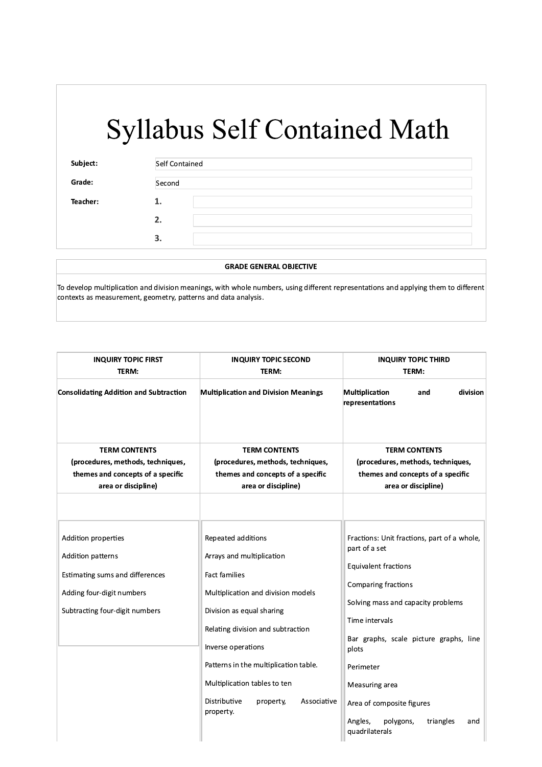# Syllabus Self Contained Math

| | | |
|---|---|---|
| **Subject:** | Self Contained | |
| **Grade:** | Second | |
| **Teacher:** | **1.** | |
| | **2.** | |
| | **3.** | |

| **GRADE GENERAL OBJECTIVE** |
|---|
| To develop multiplication and division meanings, with whole numbers, using different representations and applying them to different contexts as measurement, geometry, patterns and data analysis. |

| **INQUIRY TOPIC FIRST TERM:** | **INQUIRY TOPIC SECOND TERM:** | **INQUIRY TOPIC THIRD TERM:** |
|---|---|---|
| **Consolidating Addition and Subtraction** | **Multiplication and Division Meanings** | **Multiplication and division representations** |
| **TERM CONTENTS (procedures, methods, techniques, themes and concepts of a specific area or discipline)** | **TERM CONTENTS (procedures, methods, techniques, themes and concepts of a specific area or discipline)** | **TERM CONTENTS (procedures, methods, techniques, themes and concepts of a specific area or discipline)** |
| Addition properties<br>Addition patterns<br>Estimating sums and differences<br>Adding four-digit numbers<br>Subtracting four-digit numbers | Repeated additions<br>Arrays and multiplication<br>Fact families<br>Multiplication and division models<br>Division as equal sharing<br>Relating division and subtraction<br>Inverse operations<br>Patterns in the multiplication table.<br>Multiplication tables to ten<br>Distributive property, Associative property. | Fractions: Unit fractions, part of a whole, part of a set<br>Equivalent fractions<br>Comparing fractions<br>Solving mass and capacity problems<br>Time intervals<br>Bar graphs, scale picture graphs, line plots<br>Perimeter<br>Measuring area<br>Area of composite figures<br>Angles, polygons, triangles and quadrilaterals |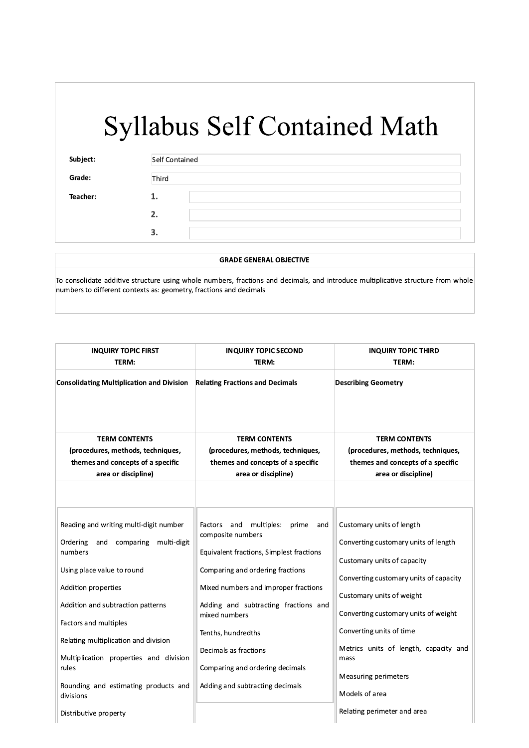# Syllabus Self Contained Math

| | | |
|---|---|---|
| **Subject:** | Self Contained | |
| **Grade:** | Third | |
| **Teacher:** | **1.** | |
| | **2.** | |
| | **3.** | |

| **GRADE GENERAL OBJECTIVE** |
|---|
| To consolidate additive structure using whole numbers, fractions and decimals, and introduce multiplicative structure from whole numbers to different contexts as: geometry, fractions and decimals |

| **INQUIRY TOPIC FIRST TERM:** | **INQUIRY TOPIC SECOND TERM:** | **INQUIRY TOPIC THIRD TERM:** |
|---|---|---|
| **Consolidating Multiplication and Division** | **Relating Fractions and Decimals** | **Describing Geometry** |
| **TERM CONTENTS (procedures, methods, techniques, themes and concepts of a specific area or discipline)** | **TERM CONTENTS (procedures, methods, techniques, themes and concepts of a specific area or discipline)** | **TERM CONTENTS (procedures, methods, techniques, themes and concepts of a specific area or discipline)** |
| Reading and writing multi-digit number<br><br>Ordering and comparing multi-digit numbers<br><br>Using place value to round<br><br>Addition properties<br><br>Addition and subtraction patterns<br><br>Factors and multiples<br><br>Relating multiplication and division<br><br>Multiplication properties and division rules<br><br>Rounding and estimating products and divisions<br><br>Distributive property | Factors and multiples: prime and composite numbers<br><br>Equivalent fractions, Simplest fractions<br><br>Comparing and ordering fractions<br><br>Mixed numbers and improper fractions<br><br>Adding and subtracting fractions and mixed numbers<br><br>Tenths, hundredths<br><br>Decimals as fractions<br><br>Comparing and ordering decimals<br><br>Adding and subtracting decimals | Customary units of length<br><br>Converting customary units of length<br><br>Customary units of capacity<br><br>Converting customary units of capacity<br><br>Customary units of weight<br><br>Converting customary units of weight<br><br>Converting units of time<br><br>Metrics units of length, capacity and mass<br><br>Measuring perimeters<br><br>Models of area<br><br>Relating perimeter and area |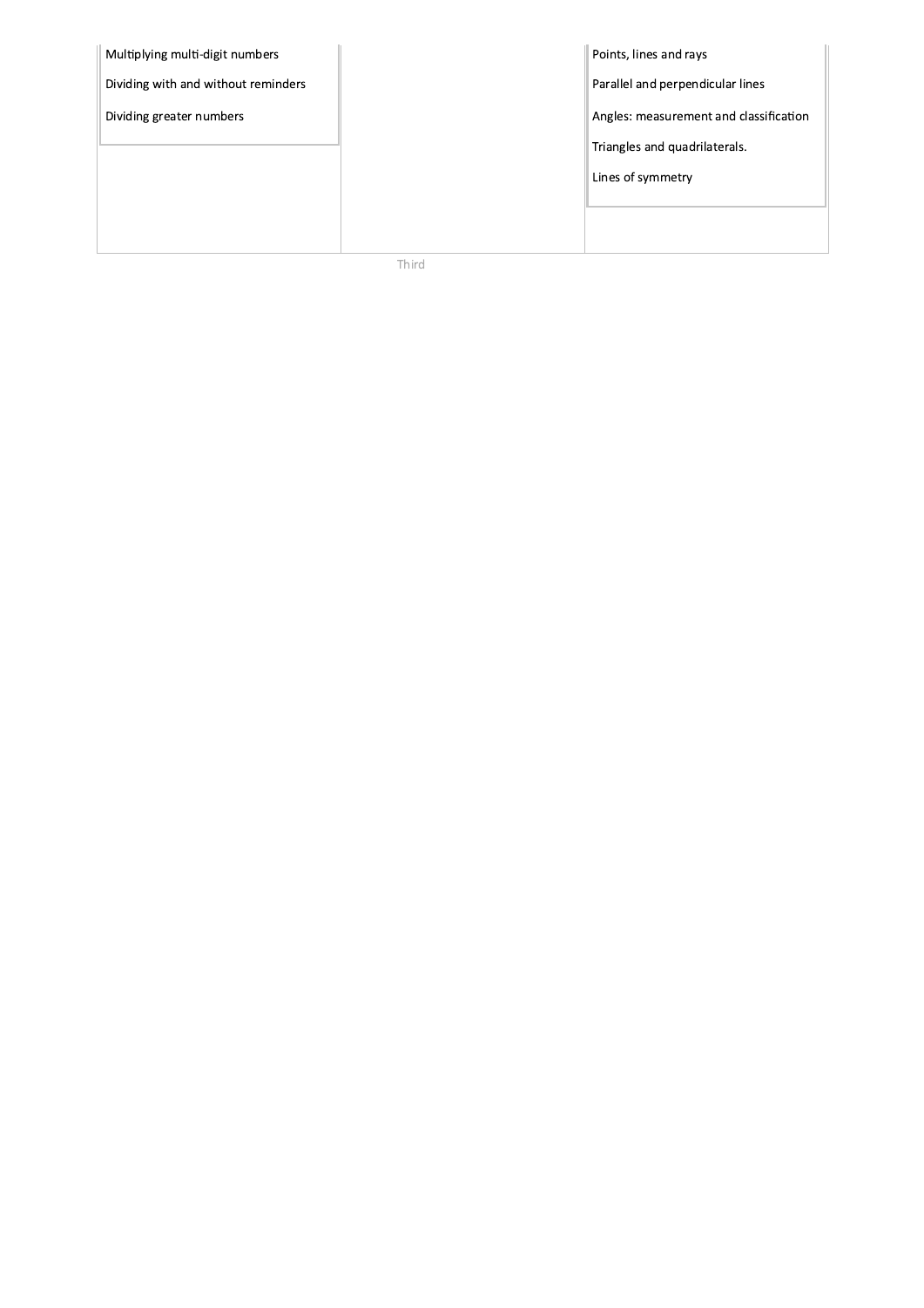| | | |
|---|---|---|
| Multiplying multi-digit numbers<br><br>Dividing with and without reminders<br><br>Dividing greater numbers | | Points, lines and rays<br><br>Parallel and perpendicular lines<br><br>Angles: measurement and classification<br><br>Triangles and quadrilaterals.<br><br>Lines of symmetry |

Third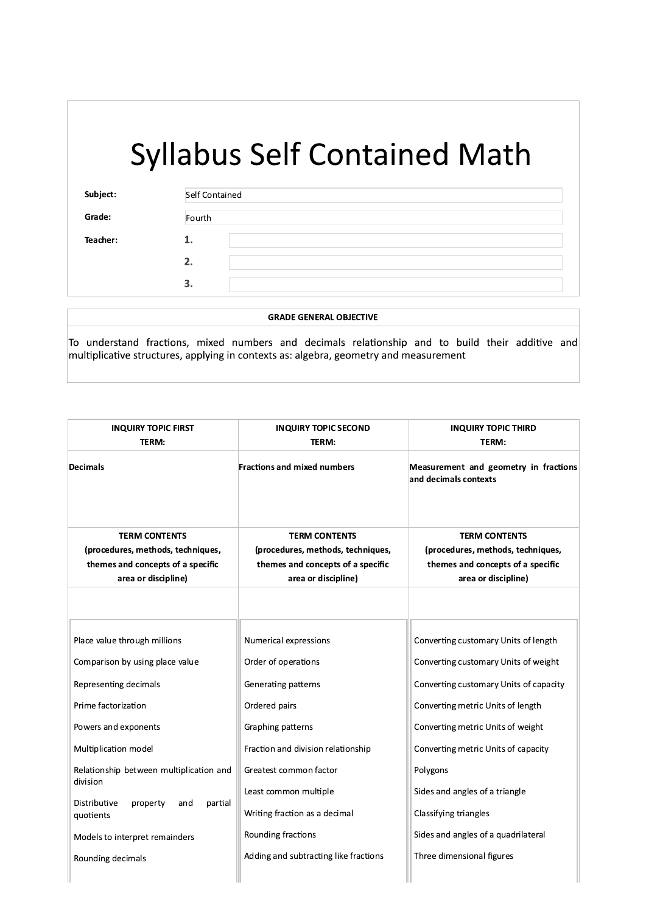# Syllabus Self Contained Math

| | |
|---|---|
| **Subject:** | Self Contained |
| **Grade:** | Fourth |
| **Teacher:** | **1.** |
| | **2.** |
| | **3.** |

| GRADE GENERAL OBJECTIVE |
|---|
| To understand fractions, mixed numbers and decimals relationship and to build their additive and multiplicative structures, applying in contexts as: algebra, geometry and measurement |

| INQUIRY TOPIC FIRST TERM: | INQUIRY TOPIC SECOND TERM: | INQUIRY TOPIC THIRD TERM: |
|---|---|---|
| **Decimals** | **Fractions and mixed numbers** | **Measurement and geometry in fractions and decimals contexts** |
| **TERM CONTENTS (procedures, methods, techniques, themes and concepts of a specific area or discipline)** | **TERM CONTENTS (procedures, methods, techniques, themes and concepts of a specific area or discipline)** | **TERM CONTENTS (procedures, methods, techniques, themes and concepts of a specific area or discipline)** |
| Place value through millions | Numerical expressions | Converting customary Units of length |
| Comparison by using place value | Order of operations | Converting customary Units of weight |
| Representing decimals | Generating patterns | Converting customary Units of capacity |
| Prime factorization | Ordered pairs | Converting metric Units of length |
| Powers and exponents | Graphing patterns | Converting metric Units of weight |
| Multiplication model | Fraction and division relationship | Converting metric Units of capacity |
| Relationship between multiplication and division | Greatest common factor | Polygons |
| Distributive property and partial quotients | Least common multiple | Sides and angles of a triangle |
| Models to interpret remainders | Writing fraction as a decimal | Classifying triangles |
| Rounding decimals | Rounding fractions | Sides and angles of a quadrilateral |
| | Adding and subtracting like fractions | Three dimensional figures |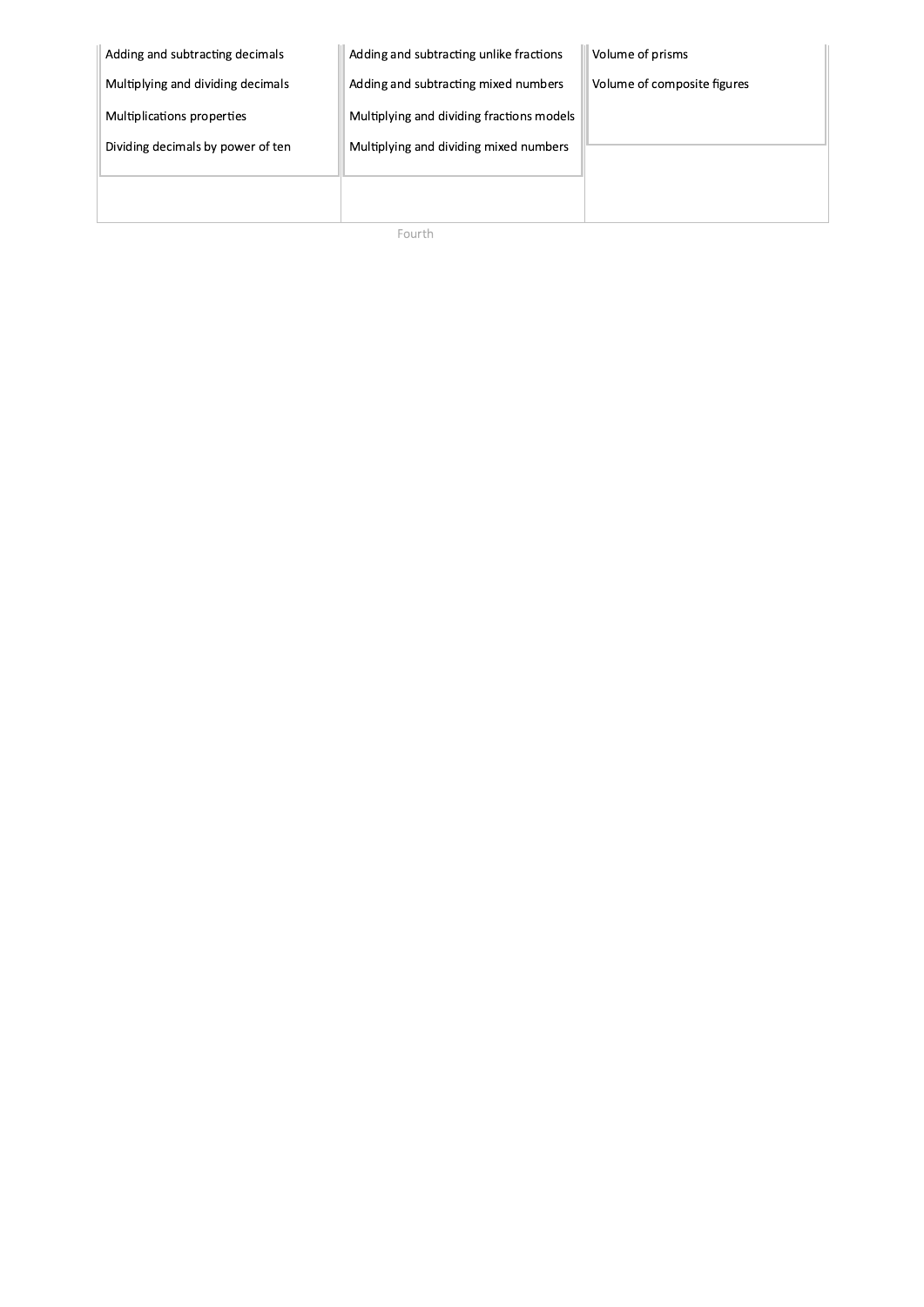| | | |
|---|---|---|
| Adding and subtracting decimals<br>Multiplying and dividing decimals<br>Multiplications properties<br>Dividing decimals by power of ten | Adding and subtracting unlike fractions<br>Adding and subtracting mixed numbers<br>Multiplying and dividing fractions models<br>Multiplying and dividing mixed numbers | Volume of prisms<br>Volume of composite figures |

Fourth